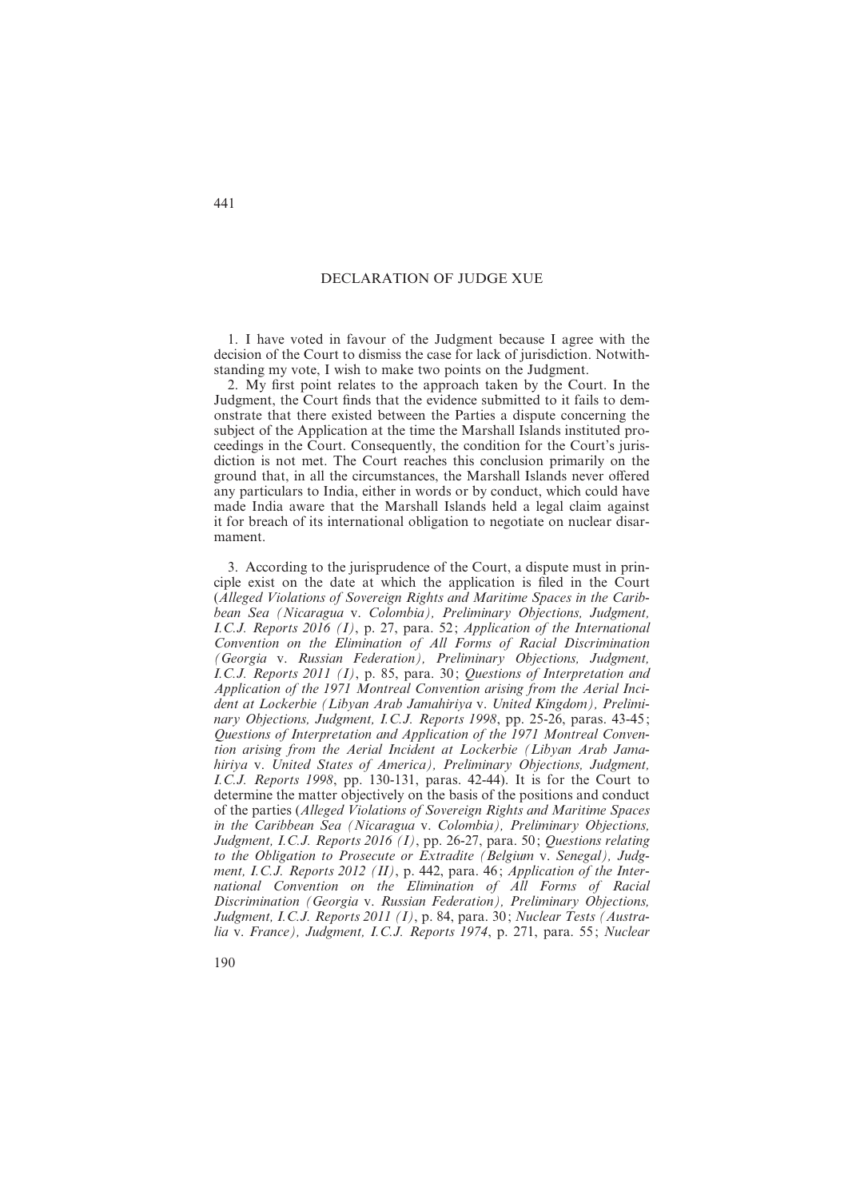## DECLARATION OF JUDGE XUE

1. I have voted in favour of the Judgment because I agree with the decision of the Court to dismiss the case for lack of jurisdiction. Notwithstanding my vote, I wish to make two points on the Judgment.

2. My first point relates to the approach taken by the Court. In the Judgment, the Court finds that the evidence submitted to it fails to demonstrate that there existed between the Parties a dispute concerning the subject of the Application at the time the Marshall Islands instituted proceedings in the Court. Consequently, the condition for the Court's jurisdiction is not met. The Court reaches this conclusion primarily on the ground that, in all the circumstances, the Marshall Islands never offered any particulars to India, either in words or by conduct, which could have made India aware that the Marshall Islands held a legal claim against it for breach of its international obligation to negotiate on nuclear disarmament.

3. According to the jurisprudence of the Court, a dispute must in principle exist on the date at which the application is filed in the Court (*Alleged Violations of Sovereign Rights and Maritime Spaces in the Caribbean Sea (Nicaragua* v. *Colombia), Preliminary Objections, Judgment, I.C.J. Reports 2016 (I)*, p. 27, para. 52; *Application of the International Convention on the Elimination of All Forms of Racial Discrimination (Georgia* v. *Russian Federation), Preliminary Objections, Judgment, I.C.J. Reports 2011 (I)*, p. 85, para. 30; *Questions of Interpretation and Application of the 1971 Montreal Convention arising from the Aerial Incident at Lockerbie (Libyan Arab Jamahiriya* v. *United Kingdom), Preliminary Objections, Judgment, I.C.J. Reports 1998*, pp. 25-26, paras. 43-45; *Questions of Interpretation and Application of the 1971 Montreal Convention arising from the Aerial Incident at Lockerbie (Libyan Arab Jamahiriya* v. *United States of America), Preliminary Objections, Judgment, I.C.J. Reports 1998*, pp. 130-131, paras. 42-44). It is for the Court to determine the matter objectively on the basis of the positions and conduct of the parties (*Alleged Violations of Sovereign Rights and Maritime Spaces in the Caribbean Sea (Nicaragua* v. *Colombia), Preliminary Objections, Judgment, I.C.J. Reports 2016 (I)*, pp. 26-27, para. 50; *Questions relating to the Obligation to Prosecute or Extradite (Belgium* v. *Senegal), Judgment, I.C.J. Reports 2012 (II)*, p. 442, para. 46; *Application of the International Convention on the Elimination of All Forms of Racial Discrimination (Georgia* v. *Russian Federation), Preliminary Objections, Judgment, I.C.J. Reports 2011 (I)*, p. 84, para. 30; *Nuclear Tests (Australia* v. *France), Judgment, I.C.J. Reports 1974*, p. 271, para. 55; *Nuclear*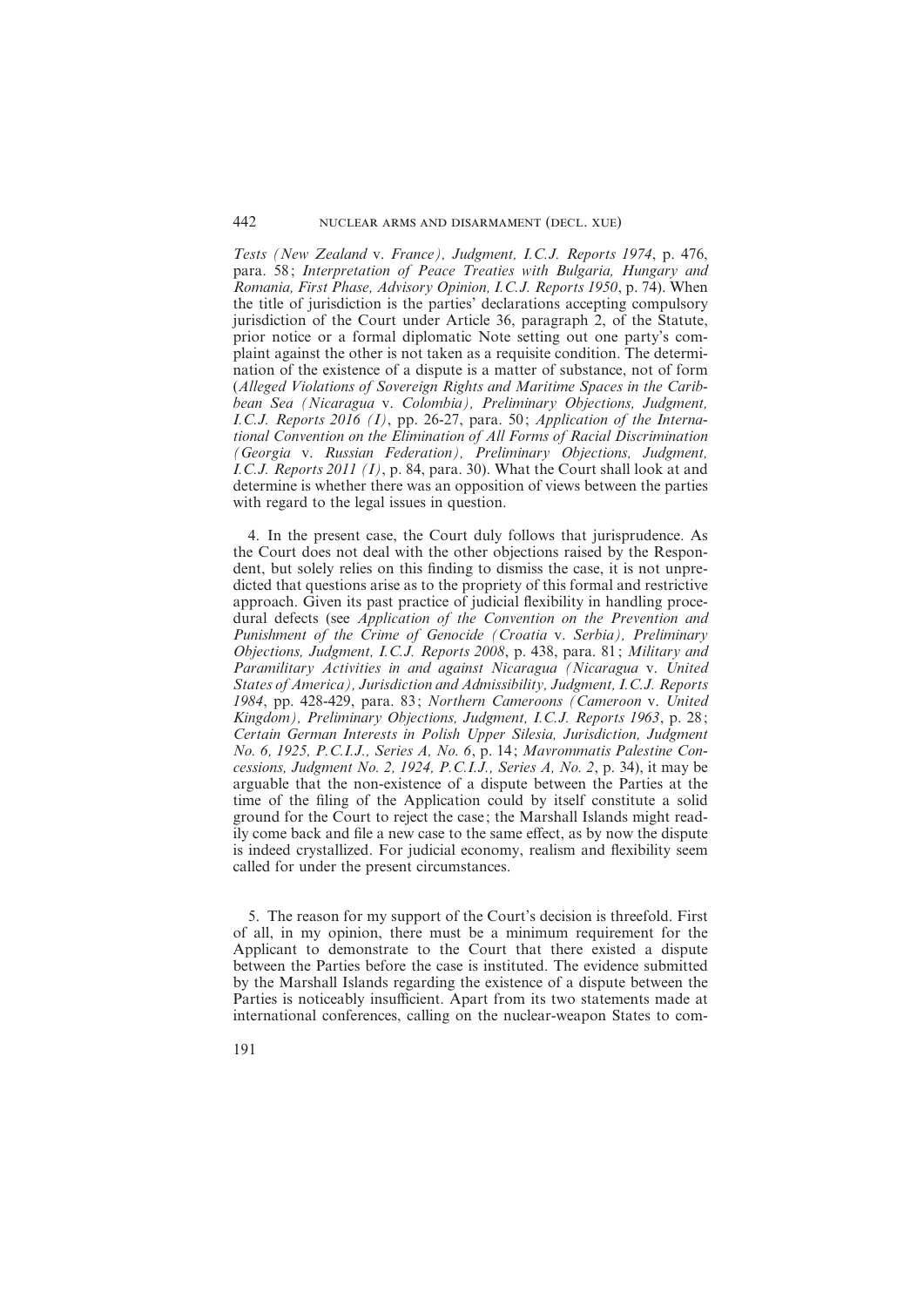*Tests (New Zealand* v. *France), Judgment, I.C.J. Reports 1974*, p. 476, para. 58; *Interpretation of Peace Treaties with Bulgaria, Hungary and Romania, First Phase, Advisory Opinion, I.C.J. Reports 1950*, p. 74). When the title of jurisdiction is the parties' declarations accepting compulsory jurisdiction of the Court under Article 36, paragraph 2, of the Statute, prior notice or a formal diplomatic Note setting out one party's complaint against the other is not taken as a requisite condition. The determination of the existence of a dispute is a matter of substance, not of form (*Alleged Violations of Sovereign Rights and Maritime Spaces in the Caribbean Sea (Nicaragua* v. *Colombia), Preliminary Objections, Judgment, I.C.J. Reports 2016 (I)*, pp. 26-27, para. 50; *Application of the International Convention on the Elimination of All Forms of Racial Discrimination (Georgia* v. *Russian Federation), Preliminary Objections, Judgment, I.C.J. Reports 2011 (I)*, p. 84, para. 30). What the Court shall look at and determine is whether there was an opposition of views between the parties with regard to the legal issues in question.

4. In the present case, the Court duly follows that jurisprudence. As the Court does not deal with the other objections raised by the Respondent, but solely relies on this finding to dismiss the case, it is not unpredicted that questions arise as to the propriety of this formal and restrictive approach. Given its past practice of judicial flexibility in handling procedural defects (see *Application of the Convention on the Prevention and Punishment of the Crime of Genocide (Croatia* v. *Serbia), Preliminary Objections, Judgment, I.C.J. Reports 2008*, p. 438, para. 81; *Military and Paramilitary Activities in and against Nicaragua (Nicaragua* v. *United States of America), Jurisdiction and Admissibility, Judgment, I.C.J. Reports 1984*, pp. 428-429, para. 83; *Northern Cameroons (Cameroon* v. *United Kingdom), Preliminary Objections, Judgment, I.C.J. Reports 1963*, p. 28; *Certain German Interests in Polish Upper Silesia, Jurisdiction, Judgment No. 6, 1925, P.C.I.J., Series A, No. 6*, p. 14; *Mavrommatis Palestine Concessions, Judgment No. 2, 1924, P.C.I.J., Series A, No. 2*, p. 34), it may be arguable that the non-existence of a dispute between the Parties at the time of the filing of the Application could by itself constitute a solid ground for the Court to reject the case; the Marshall Islands might readily come back and file a new case to the same effect, as by now the dispute is indeed crystallized. For judicial economy, realism and flexibility seem called for under the present circumstances.

5. The reason for my support of the Court's decision is threefold. First of all, in my opinion, there must be a minimum requirement for the Applicant to demonstrate to the Court that there existed a dispute between the Parties before the case is instituted. The evidence submitted by the Marshall Islands regarding the existence of a dispute between the Parties is noticeably insufficient. Apart from its two statements made at international conferences, calling on the nuclear-weapon States to com-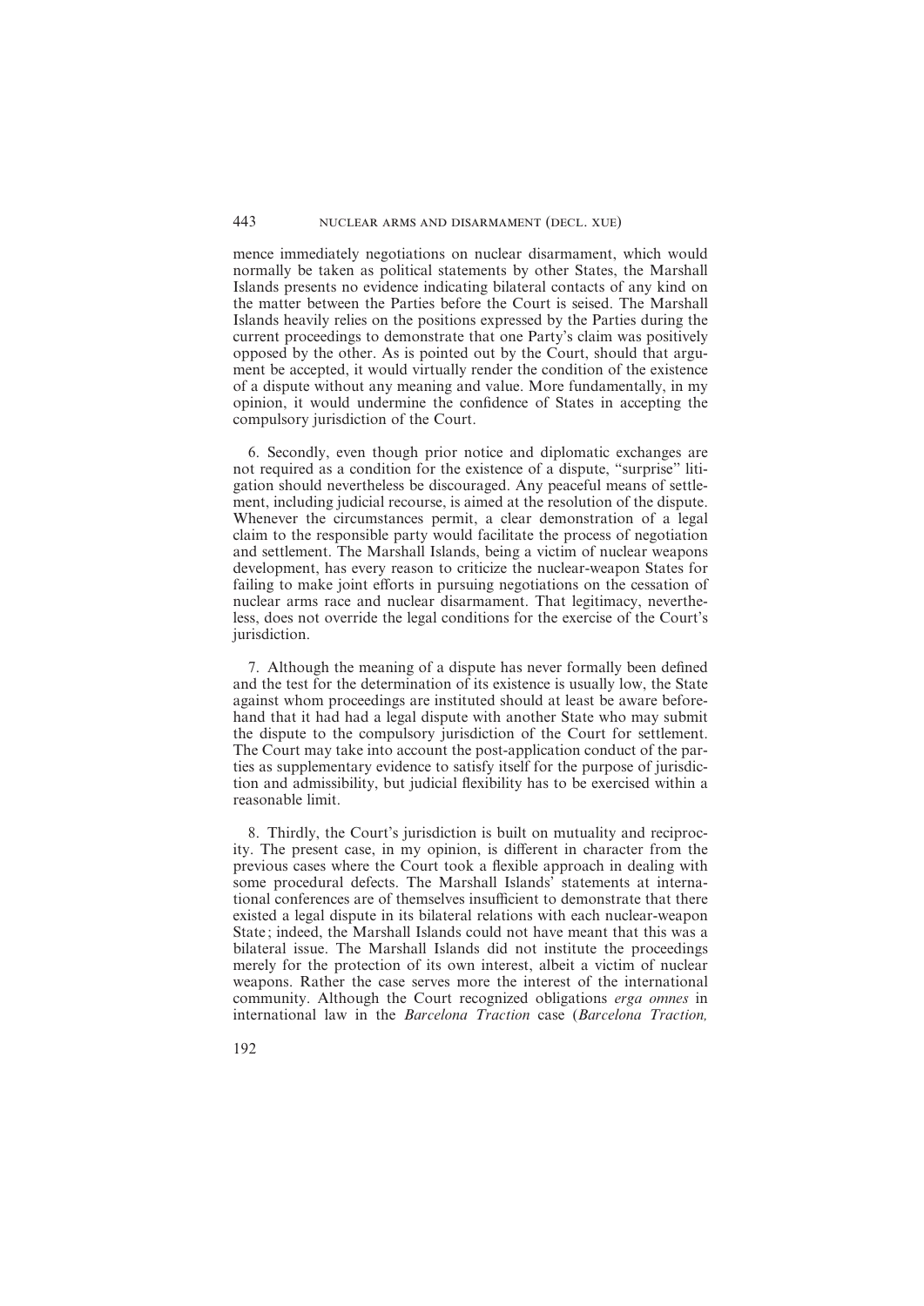mence immediately negotiations on nuclear disarmament, which would normally be taken as political statements by other States, the Marshall Islands presents no evidence indicating bilateral contacts of any kind on the matter between the Parties before the Court is seised. The Marshall Islands heavily relies on the positions expressed by the Parties during the current proceedings to demonstrate that one Party's claim was positively opposed by the other. As is pointed out by the Court, should that argument be accepted, it would virtually render the condition of the existence of a dispute without any meaning and value. More fundamentally, in my opinion, it would undermine the confidence of States in accepting the compulsory jurisdiction of the Court.

6. Secondly, even though prior notice and diplomatic exchanges are not required as a condition for the existence of a dispute, "surprise" litigation should nevertheless be discouraged. Any peaceful means of settlement, including judicial recourse, is aimed at the resolution of the dispute. Whenever the circumstances permit, a clear demonstration of a legal claim to the responsible party would facilitate the process of negotiation and settlement. The Marshall Islands, being a victim of nuclear weapons development, has every reason to criticize the nuclear-weapon States for failing to make joint efforts in pursuing negotiations on the cessation of nuclear arms race and nuclear disarmament. That legitimacy, nevertheless, does not override the legal conditions for the exercise of the Court's jurisdiction.

7. Although the meaning of a dispute has never formally been defined and the test for the determination of its existence is usually low, the State against whom proceedings are instituted should at least be aware beforehand that it had had a legal dispute with another State who may submit the dispute to the compulsory jurisdiction of the Court for settlement. The Court may take into account the post-application conduct of the parties as supplementary evidence to satisfy itself for the purpose of jurisdiction and admissibility, but judicial flexibility has to be exercised within a reasonable limit.

8. Thirdly, the Court's jurisdiction is built on mutuality and reciprocity. The present case, in my opinion, is different in character from the previous cases where the Court took a flexible approach in dealing with some procedural defects. The Marshall Islands' statements at international conferences are of themselves insufficient to demonstrate that there existed a legal dispute in its bilateral relations with each nuclear-weapon State; indeed, the Marshall Islands could not have meant that this was a bilateral issue. The Marshall Islands did not institute the proceedings merely for the protection of its own interest, albeit a victim of nuclear weapons. Rather the case serves more the interest of the international community. Although the Court recognized obligations *erga omnes* in international law in the *Barcelona Traction* case (*Barcelona Traction,*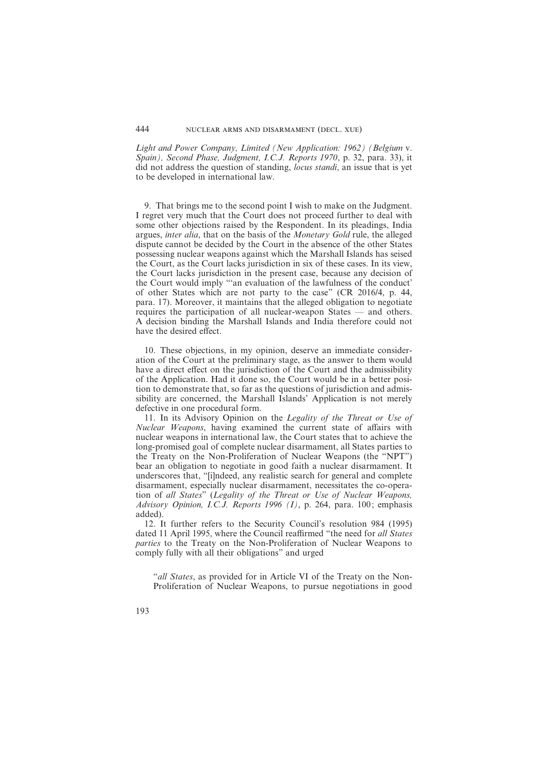*Light and Power Company, Limited (New Application: 1962) (Belgium* v. *Spain), Second Phase, Judgment, I.C.J. Reports 1970*, p. 32, para. 33), it did not address the question of standing, *locus standi*, an issue that is yet to be developed in international law.

9. That brings me to the second point I wish to make on the Judgment. I regret very much that the Court does not proceed further to deal with some other objections raised by the Respondent. In its pleadings, India argues, *inter alia*, that on the basis of the *Monetary Gold* rule, the alleged dispute cannot be decided by the Court in the absence of the other States possessing nuclear weapons against which the Marshall Islands has seised the Court, as the Court lacks jurisdiction in six of these cases. In its view, the Court lacks jurisdiction in the present case, because any decision of the Court would imply "'an evaluation of the lawfulness of the conduct' of other States which are not party to the case" (CR 2016/4, p. 44, para. 17). Moreover, it maintains that the alleged obligation to negotiate requires the participation of all nuclear-weapon States — and others. A decision binding the Marshall Islands and India therefore could not have the desired effect.

10. These objections, in my opinion, deserve an immediate consideration of the Court at the preliminary stage, as the answer to them would have a direct effect on the jurisdiction of the Court and the admissibility of the Application. Had it done so, the Court would be in a better position to demonstrate that, so far as the questions of jurisdiction and admissibility are concerned, the Marshall Islands' Application is not merely defective in one procedural form.

11. In its Advisory Opinion on the *Legality of the Threat or Use of Nuclear Weapons*, having examined the current state of affairs with nuclear weapons in international law, the Court states that to achieve the long-promised goal of complete nuclear disarmament, all States parties to the Treaty on the Non-Proliferation of Nuclear Weapons (the "NPT") bear an obligation to negotiate in good faith a nuclear disarmament. It underscores that, "[i]ndeed, any realistic search for general and complete disarmament, especially nuclear disarmament, necessitates the co-operation of *all States*" (*Legality of the Threat or Use of Nuclear Weapons, Advisory Opinion, I.C.J. Reports 1996 (I)*, p. 264, para. 100; emphasis added).

12. It further refers to the Security Council's resolution 984 (1995) dated 11 April 1995, where the Council reaffirmed "the need for *all States parties* to the Treaty on the Non-Proliferation of Nuclear Weapons to comply fully with all their obligations" and urged

> "*all States*, as provided for in Article VI of the Treaty on the Non-Proliferation of Nuclear Weapons, to pursue negotiations in good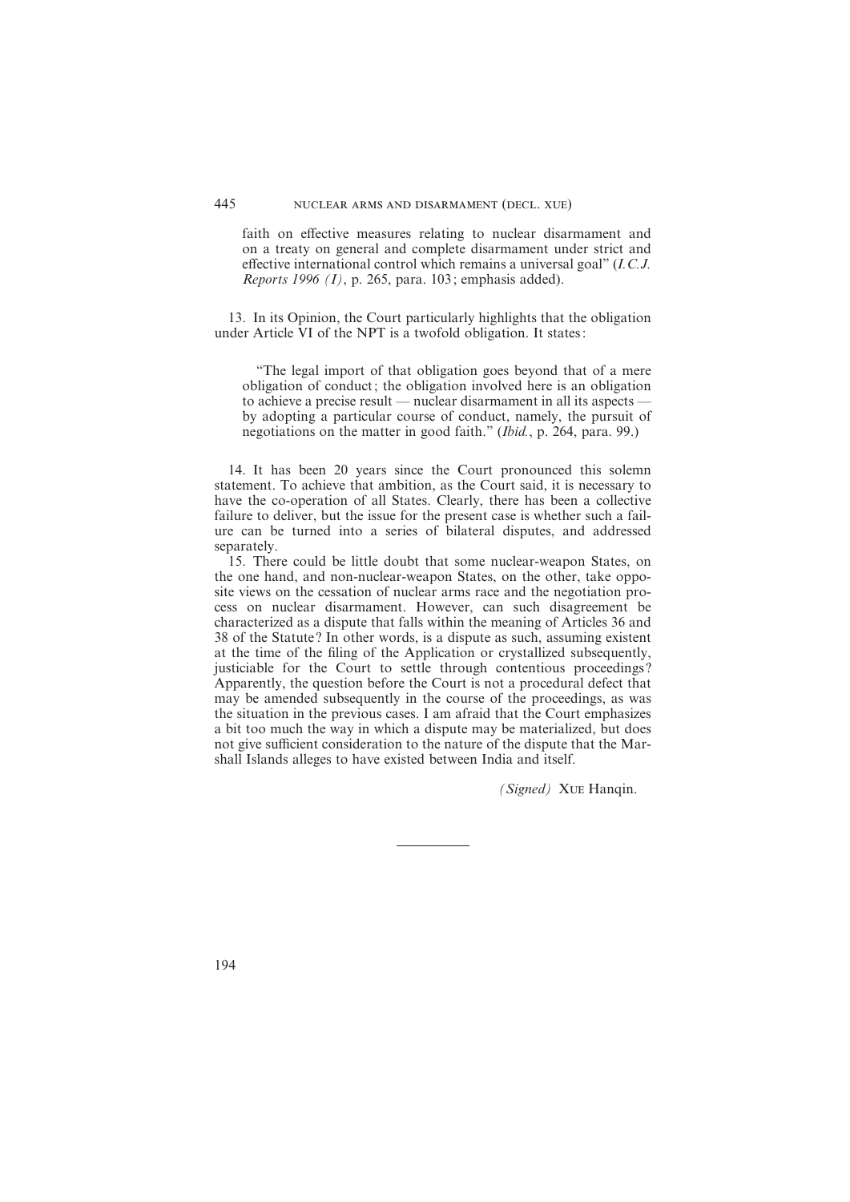faith on effective measures relating to nuclear disarmament and on a treaty on general and complete disarmament under strict and effective international control which remains a universal goal" (*I.C.J. Reports 1996 (I)*, p. 265, para. 103; emphasis added).

13. In its Opinion, the Court particularly highlights that the obligation under Article VI of the NPT is a twofold obligation. It states:

> "The legal import of that obligation goes beyond that of a mere obligation of conduct; the obligation involved here is an obligation to achieve a precise result — nuclear disarmament in all its aspects — by adopting a particular course of conduct, namely, the pursuit of negotiations on the matter in good faith." (*Ibid.*, p. 264, para. 99.)

14. It has been 20 years since the Court pronounced this solemn statement. To achieve that ambition, as the Court said, it is necessary to have the co-operation of all States. Clearly, there has been a collective failure to deliver, but the issue for the present case is whether such a failure can be turned into a series of bilateral disputes, and addressed separately.

15. There could be little doubt that some nuclear-weapon States, on the one hand, and non-nuclear-weapon States, on the other, take opposite views on the cessation of nuclear arms race and the negotiation process on nuclear disarmament. However, can such disagreement be characterized as a dispute that falls within the meaning of Articles 36 and 38 of the Statute? In other words, is a dispute as such, assuming existent at the time of the filing of the Application or crystallized subsequently, justiciable for the Court to settle through contentious proceedings? Apparently, the question before the Court is not a procedural defect that may be amended subsequently in the course of the proceedings, as was the situation in the previous cases. I am afraid that the Court emphasizes a bit too much the way in which a dispute may be materialized, but does not give sufficient consideration to the nature of the dispute that the Marshall Islands alleges to have existed between India and itself.

*(Signed)* XUE Hanqin.